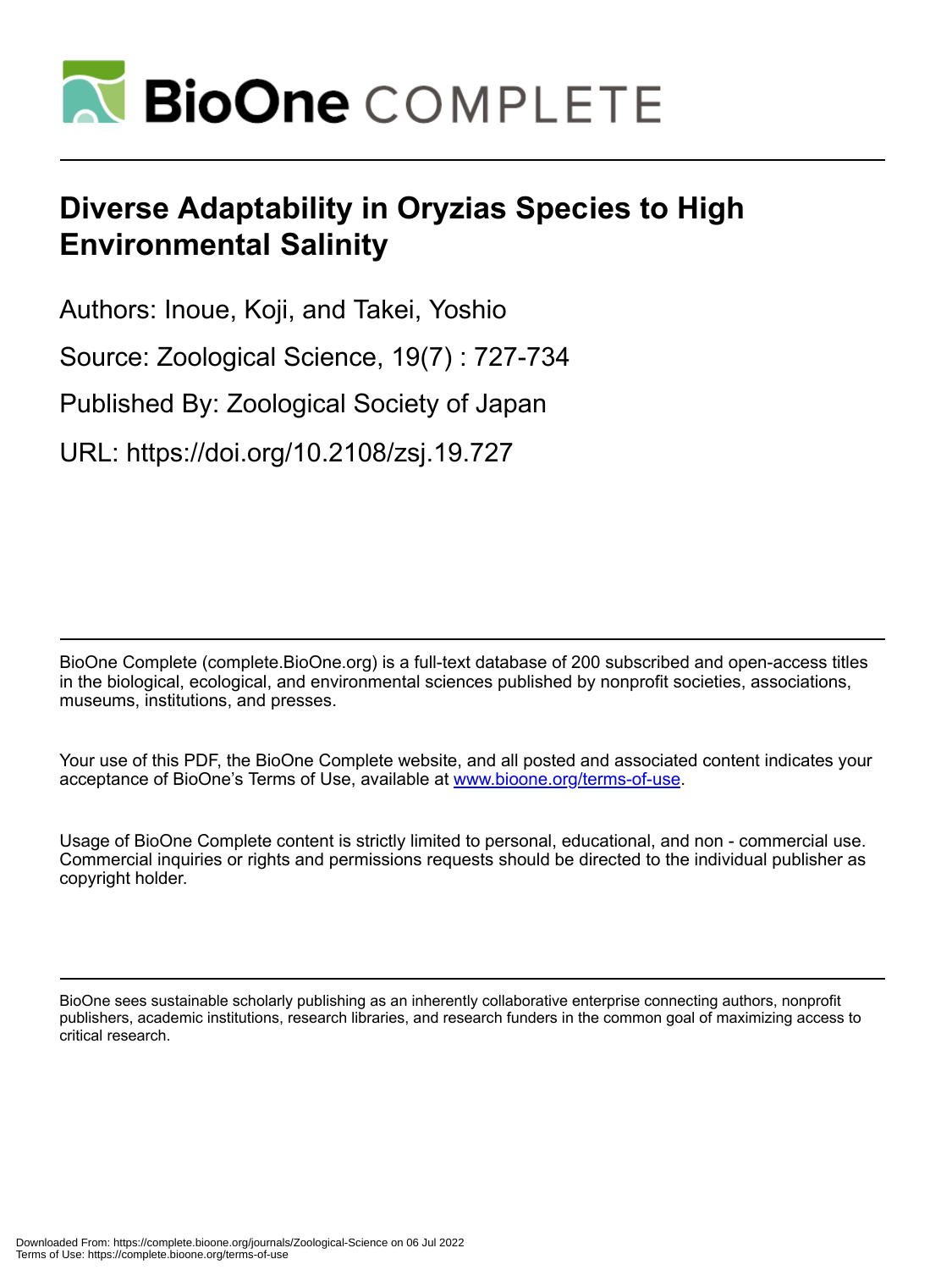# BioOne COMPLETE

# Diverse Adaptability in Oryzias Species to High Environmental Salinity

Authors: Inoue, Koji, and Takei, Yoshio

Source: Zoological Science, 19(7) : 727-734

Published By: Zoological Society of Japan

URL: https://doi.org/10.2108/zsj.19.727

BioOne Complete (complete.BioOne.org) is a full-text database of 200 subscribed and open-access titles in the biological, ecological, and environmental sciences published by nonprofit societies, associations, museums, institutions, and presses.

Your use of this PDF, the BioOne Complete website, and all posted and associated content indicates your acceptance of BioOne's Terms of Use, available at www.bioone.org/terms-of-use.

Usage of BioOne Complete content is strictly limited to personal, educational, and non - commercial use. Commercial inquiries or rights and permissions requests should be directed to the individual publisher as copyright holder.

BioOne sees sustainable scholarly publishing as an inherently collaborative enterprise connecting authors, nonprofit publishers, academic institutions, research libraries, and research funders in the common goal of maximizing access to critical research.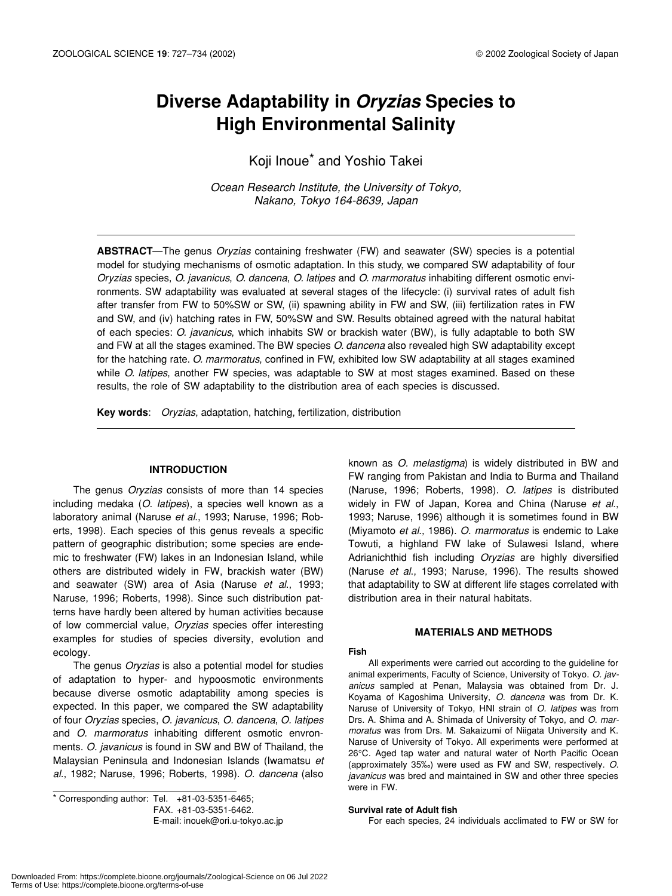# Diverse Adaptability in *Oryzias* Species to High Environmental Salinity

Koji Inoue* and Yoshio Takei

*Ocean Research Institute, the University of Tokyo, Nakano, Tokyo 164-8639, Japan*

**ABSTRACT**—The genus *Oryzias* containing freshwater (FW) and seawater (SW) species is a potential model for studying mechanisms of osmotic adaptation. In this study, we compared SW adaptability of four *Oryzias* species, *O. javanicus*, *O. dancena*, *O. latipes* and *O. marmoratus* inhabiting different osmotic environments. SW adaptability was evaluated at several stages of the lifecycle: (i) survival rates of adult fish after transfer from FW to 50%SW or SW, (ii) spawning ability in FW and SW, (iii) fertilization rates in FW and SW, and (iv) hatching rates in FW, 50%SW and SW. Results obtained agreed with the natural habitat of each species: *O. javanicus*, which inhabits SW or brackish water (BW), is fully adaptable to both SW and FW at all the stages examined. The BW species *O. dancena* also revealed high SW adaptability except for the hatching rate. *O. marmoratus*, confined in FW, exhibited low SW adaptability at all stages examined while *O. latipes*, another FW species, was adaptable to SW at most stages examined. Based on these results, the role of SW adaptability to the distribution area of each species is discussed.

**Key words**: *Oryzias*, adaptation, hatching, fertilization, distribution

## INTRODUCTION

The genus *Oryzias* consists of more than 14 species including medaka (*O. latipes*), a species well known as a laboratory animal (Naruse *et al*., 1993; Naruse, 1996; Roberts, 1998). Each species of this genus reveals a specific pattern of geographic distribution; some species are endemic to freshwater (FW) lakes in an Indonesian Island, while others are distributed widely in FW, brackish water (BW) and seawater (SW) area of Asia (Naruse *et al*., 1993; Naruse, 1996; Roberts, 1998). Since such distribution patterns have hardly been altered by human activities because of low commercial value, *Oryzias* species offer interesting examples for studies of species diversity, evolution and ecology.

The genus *Oryzias* is also a potential model for studies of adaptation to hyper- and hypoosmotic environments because diverse osmotic adaptability among species is expected. In this paper, we compared the SW adaptability of four *Oryzias* species, *O. javanicus*, *O. dancena*, *O. latipes* and *O. marmoratus* inhabiting different osmotic envronments. *O. javanicus* is found in SW and BW of Thailand, the Malaysian Peninsula and Indonesian Islands (Iwamatsu *et al*., 1982; Naruse, 1996; Roberts, 1998). *O. dancena* (also known as *O. melastigma*) is widely distributed in BW and FW ranging from Pakistan and India to Burma and Thailand (Naruse, 1996; Roberts, 1998). *O. latipes* is distributed widely in FW of Japan, Korea and China (Naruse *et al*., 1993; Naruse, 1996) although it is sometimes found in BW (Miyamoto *et al*., 1986). *O. marmoratus* is endemic to Lake Towuti, a highland FW lake of Sulawesi Island, where Adrianichthid fish including *Oryzias* are highly diversified (Naruse *et al*., 1993; Naruse, 1996). The results showed that adaptability to SW at different life stages correlated with distribution area in their natural habitats.

## MATERIALS AND METHODS

### Fish

All experiments were carried out according to the guideline for animal experiments, Faculty of Science, University of Tokyo. *O. javanicus* sampled at Penan, Malaysia was obtained from Dr. J. Koyama of Kagoshima University, *O. dancena* was from Dr. K. Naruse of University of Tokyo, HNI strain of *O. latipes* was from Drs. A. Shima and A. Shimada of University of Tokyo, and *O. marmoratus* was from Drs. M. Sakaizumi of Niigata University and K. Naruse of University of Tokyo. All experiments were performed at 26°C. Aged tap water and natural water of North Pacific Ocean (approximately 35‰) were used as FW and SW, respectively. *O. javanicus* was bred and maintained in SW and other three species were in FW.

### Survival rate of Adult fish

For each species, 24 individuals acclimated to FW or SW for

* Corresponding author: Tel. +81-03-5351-6465; FAX. +81-03-5351-6462. E-mail: inouek@ori.u-tokyo.ac.jp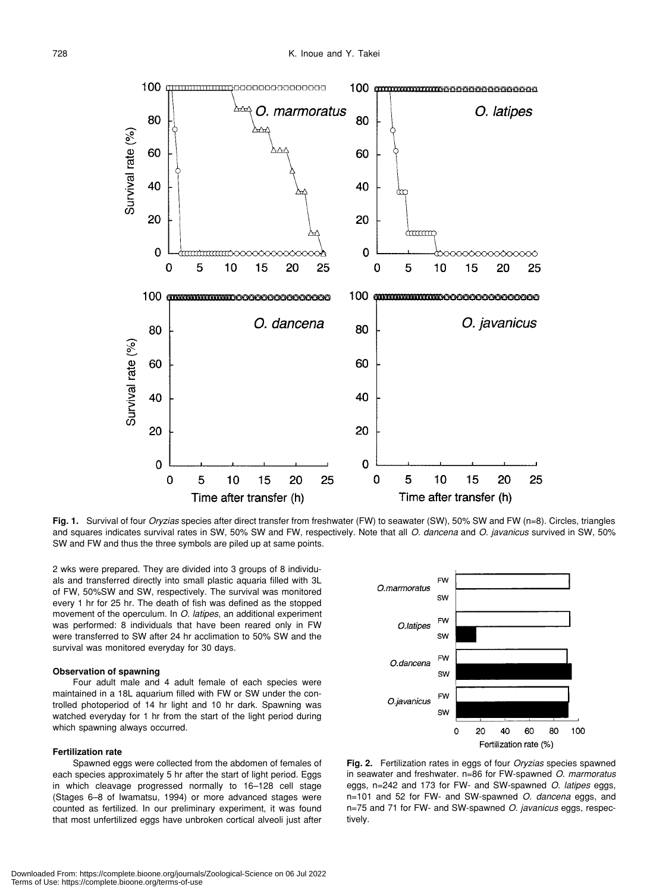**Fig. 1.** Survival of four *Oryzias* species after direct transfer from freshwater (FW) to seawater (SW), 50% SW and FW (n=8). Circles, triangles and squares indicates survival rates in SW, 50% SW and FW, respectively. Note that all *O. dancena* and *O. javanicus* survived in SW, 50% SW and FW and thus the three symbols are piled up at same points.

2 wks were prepared. They are divided into 3 groups of 8 individuals and transferred directly into small plastic aquaria filled with 3L of FW, 50%SW and SW, respectively. The survival was monitored every 1 hr for 25 hr. The death of fish was defined as the stopped movement of the operculum. In *O. latipes*, an additional experiment was performed: 8 individuals that have been reared only in FW were transferred to SW after 24 hr acclimation to 50% SW and the survival was monitored everyday for 30 days.

#### Observation of spawning

Four adult male and 4 adult female of each species were maintained in a 18L aquarium filled with FW or SW under the controlled photoperiod of 14 hr light and 10 hr dark. Spawning was watched everyday for 1 hr from the start of the light period during which spawning always occurred.

#### Fertilization rate

Spawned eggs were collected from the abdomen of females of each species approximately 5 hr after the start of light period. Eggs in which cleavage progressed normally to 16–128 cell stage (Stages 6–8 of Iwamatsu, 1994) or more advanced stages were counted as fertilized. In our preliminary experiment, it was found that most unfertilized eggs have unbroken cortical alveoli just after

**Fig. 2.** Fertilization rates in eggs of four *Oryzias* species spawned in seawater and freshwater. n=86 for FW-spawned *O. marmoratus* eggs, n=242 and 173 for FW- and SW-spawned *O. latipes* eggs, n=101 and 52 for FW- and SW-spawned *O. dancena* eggs, and n=75 and 71 for FW- and SW-spawned *O. javanicus* eggs, respectively.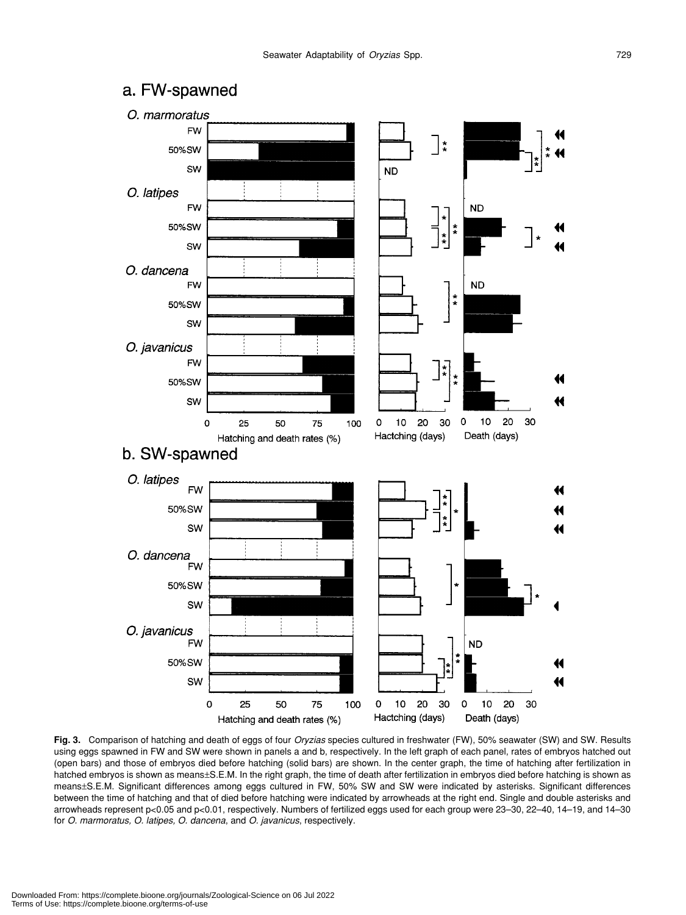**Fig. 3.** Comparison of hatching and death of eggs of four *Oryzias* species cultured in freshwater (FW), 50% seawater (SW) and SW. Results using eggs spawned in FW and SW were shown in panels a and b, respectively. In the left graph of each panel, rates of embryos hatched out (open bars) and those of embryos died before hatching (solid bars) are shown. In the center graph, the time of hatching after fertilization in hatched embryos is shown as means±S.E.M. In the right graph, the time of death after fertilization in embryos died before hatching is shown as means±S.E.M. Significant differences among eggs cultured in FW, 50% SW and SW were indicated by asterisks. Significant differences between the time of hatching and that of died before hatching were indicated by arrowheads at the right end. Single and double asterisks and arrowheads represent p<0.05 and p<0.01, respectively. Numbers of fertilized eggs used for each group were 23–30, 22–40, 14–19, and 14–30 for *O. marmoratus, O. latipes, O. dancena*, and *O. javanicus*, respectively.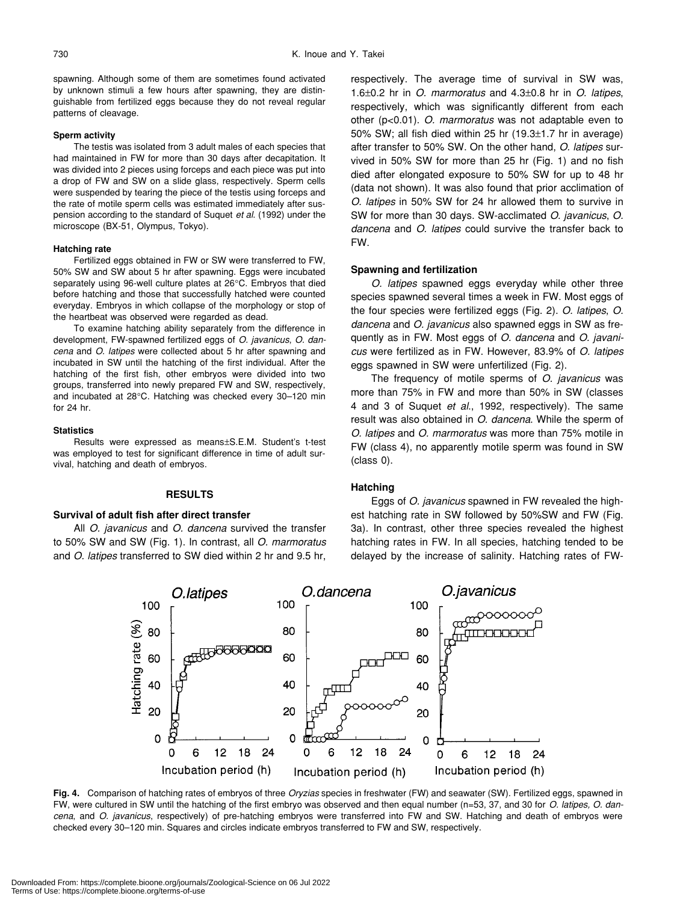spawning. Although some of them are sometimes found activated by unknown stimuli a few hours after spawning, they are distinguishable from fertilized eggs because they do not reveal regular patterns of cleavage.

### Sperm activity

The testis was isolated from 3 adult males of each species that had maintained in FW for more than 30 days after decapitation. It was divided into 2 pieces using forceps and each piece was put into a drop of FW and SW on a slide glass, respectively. Sperm cells were suspended by tearing the piece of the testis using forceps and the rate of motile sperm cells was estimated immediately after suspension according to the standard of Suquet *et al.* (1992) under the microscope (BX-51, Olympus, Tokyo).

### Hatching rate

Fertilized eggs obtained in FW or SW were transferred to FW, 50% SW and SW about 5 hr after spawning. Eggs were incubated separately using 96-well culture plates at 26°C. Embryos that died before hatching and those that successfully hatched were counted everyday. Embryos in which collapse of the morphology or stop of the heartbeat was observed were regarded as dead.

To examine hatching ability separately from the difference in development, FW-spawned fertilized eggs of *O. javanicus*, *O. dancena* and *O. latipes* were collected about 5 hr after spawning and incubated in SW until the hatching of the first individual. After the hatching of the first fish, other embryos were divided into two groups, transferred into newly prepared FW and SW, respectively, and incubated at 28°C. Hatching was checked every 30–120 min for 24 hr.

### Statistics

Results were expressed as means±S.E.M. Student's t-test was employed to test for significant difference in time of adult survival, hatching and death of embryos.

## RESULTS

### Survival of adult fish after direct transfer

All *O. javanicus* and *O. dancena* survived the transfer to 50% SW and SW (Fig. 1). In contrast, all *O. marmoratus* and *O. latipes* transferred to SW died within 2 hr and 9.5 hr, respectively. The average time of survival in SW was, 1.6±0.2 hr in *O. marmoratus* and 4.3±0.8 hr in *O. latipes*, respectively, which was significantly different from each other ($p<0.01$). *O. marmoratus* was not adaptable even to 50% SW; all fish died within 25 hr (19.3±1.7 hr in average) after transfer to 50% SW. On the other hand, *O. latipes* survived in 50% SW for more than 25 hr (Fig. 1) and no fish died after elongated exposure to 50% SW for up to 48 hr (data not shown). It was also found that prior acclimation of *O. latipes* in 50% SW for 24 hr allowed them to survive in SW for more than 30 days. SW-acclimated *O. javanicus*, *O. dancena* and *O. latipes* could survive the transfer back to FW.

### Spawning and fertilization

*O. latipes* spawned eggs everyday while other three species spawned several times a week in FW. Most eggs of the four species were fertilized eggs (Fig. 2). *O. latipes*, *O. dancena* and *O. javanicus* also spawned eggs in SW as frequently as in FW. Most eggs of *O. dancena* and *O. javanicus* were fertilized as in FW. However, 83.9% of *O. latipes* eggs spawned in SW were unfertilized (Fig. 2).

The frequency of motile sperms of *O. javanicus* was more than 75% in FW and more than 50% in SW (classes 4 and 3 of Suquet *et al.*, 1992, respectively). The same result was also obtained in *O. dancena*. While the sperm of *O. latipes* and *O. marmoratus* was more than 75% motile in FW (class 4), no apparently motile sperm was found in SW (class 0).

### Hatching

Eggs of *O. javanicus* spawned in FW revealed the highest hatching rate in SW followed by 50%SW and FW (Fig. 3a). In contrast, other three species revealed the highest hatching rates in FW. In all species, hatching tended to be delayed by the increase of salinity. Hatching rates of FW-

**Fig. 4.** Comparison of hatching rates of embryos of three *Oryzias* species in freshwater (FW) and seawater (SW). Fertilized eggs, spawned in FW, were cultured in SW until the hatching of the first embryo was observed and then equal number (n=53, 37, and 30 for *O. latipes, O. dancena*, and *O. javanicus*, respectively) of pre-hatching embryos were transferred into FW and SW. Hatching and death of embryos were checked every 30–120 min. Squares and circles indicate embryos transferred to FW and SW, respectively.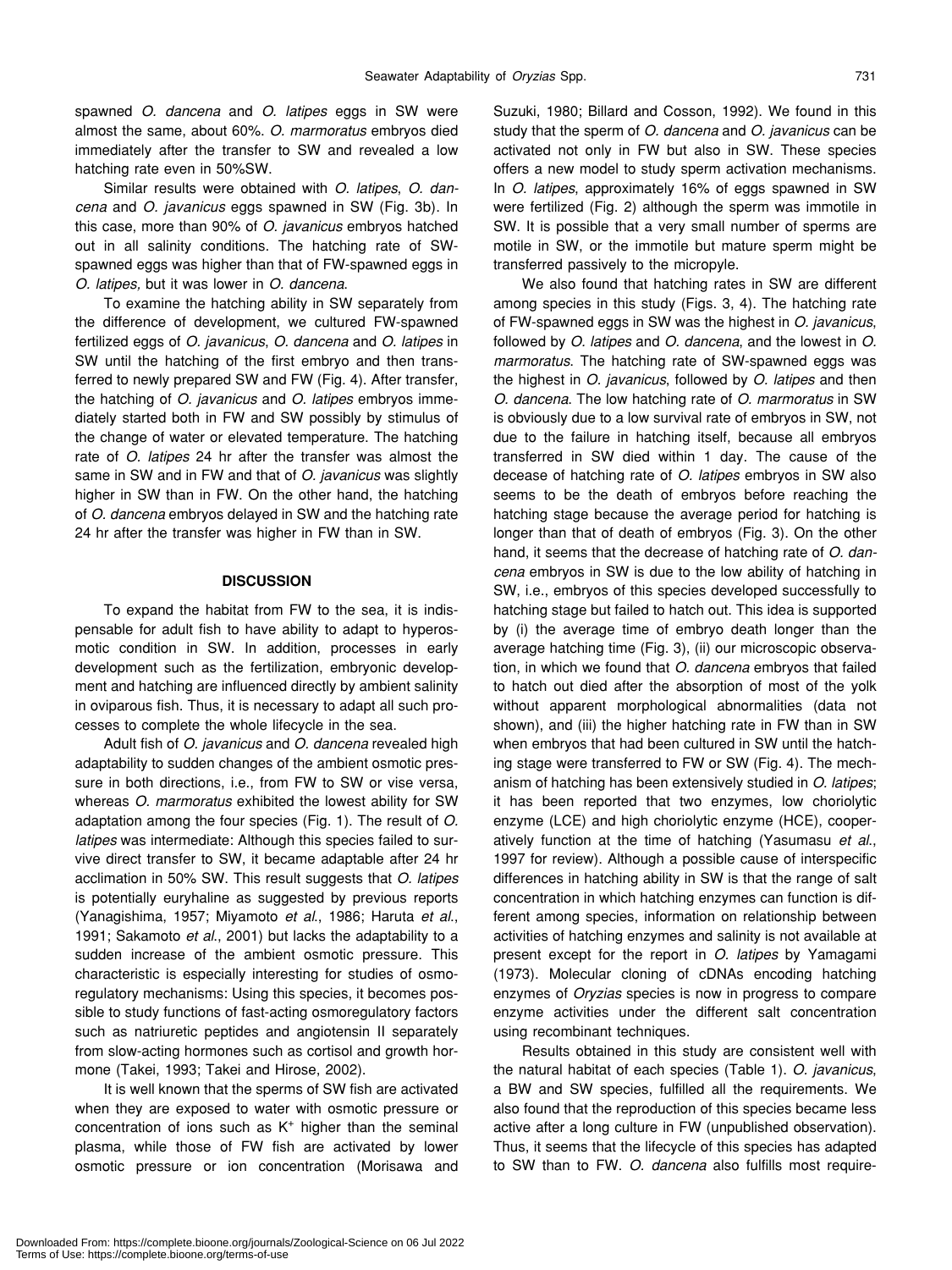spawned *O. dancena* and *O. latipes* eggs in SW were almost the same, about 60%. *O. marmoratus* embryos died immediately after the transfer to SW and revealed a low hatching rate even in 50%SW.

Similar results were obtained with *O. latipes*, *O. dancena* and *O. javanicus* eggs spawned in SW (Fig. 3b). In this case, more than 90% of *O. javanicus* embryos hatched out in all salinity conditions. The hatching rate of SW-spawned eggs was higher than that of FW-spawned eggs in *O. latipes,* but it was lower in *O. dancena*.

To examine the hatching ability in SW separately from the difference of development, we cultured FW-spawned fertilized eggs of *O. javanicus*, *O. dancena* and *O. latipes* in SW until the hatching of the first embryo and then transferred to newly prepared SW and FW (Fig. 4). After transfer, the hatching of *O. javanicus* and *O. latipes* embryos immediately started both in FW and SW possibly by stimulus of the change of water or elevated temperature. The hatching rate of *O. latipes* 24 hr after the transfer was almost the same in SW and in FW and that of *O. javanicus* was slightly higher in SW than in FW. On the other hand, the hatching of *O. dancena* embryos delayed in SW and the hatching rate 24 hr after the transfer was higher in FW than in SW.

## DISCUSSION

To expand the habitat from FW to the sea, it is indispensable for adult fish to have ability to adapt to hyperosmotic condition in SW. In addition, processes in early development such as the fertilization, embryonic development and hatching are influenced directly by ambient salinity in oviparous fish. Thus, it is necessary to adapt all such processes to complete the whole lifecycle in the sea.

Adult fish of *O. javanicus* and *O. dancena* revealed high adaptability to sudden changes of the ambient osmotic pressure in both directions, i.e., from FW to SW or vise versa, whereas *O. marmoratus* exhibited the lowest ability for SW adaptation among the four species (Fig. 1). The result of *O. latipes* was intermediate: Although this species failed to survive direct transfer to SW, it became adaptable after 24 hr acclimation in 50% SW. This result suggests that *O. latipes* is potentially euryhaline as suggested by previous reports (Yanagishima, 1957; Miyamoto *et al*., 1986; Haruta *et al*., 1991; Sakamoto *et al*., 2001) but lacks the adaptability to a sudden increase of the ambient osmotic pressure. This characteristic is especially interesting for studies of osmoregulatory mechanisms: Using this species, it becomes possible to study functions of fast-acting osmoregulatory factors such as natriuretic peptides and angiotensin II separately from slow-acting hormones such as cortisol and growth hormone (Takei, 1993; Takei and Hirose, 2002).

It is well known that the sperms of SW fish are activated when they are exposed to water with osmotic pressure or concentration of ions such as $K^+$ higher than the seminal plasma, while those of FW fish are activated by lower osmotic pressure or ion concentration (Morisawa and Suzuki, 1980; Billard and Cosson, 1992). We found in this study that the sperm of *O. dancena* and *O. javanicus* can be activated not only in FW but also in SW. These species offers a new model to study sperm activation mechanisms. In *O. latipes*, approximately 16% of eggs spawned in SW were fertilized (Fig. 2) although the sperm was immotile in SW. It is possible that a very small number of sperms are motile in SW, or the immotile but mature sperm might be transferred passively to the micropyle.

We also found that hatching rates in SW are different among species in this study (Figs. 3, 4). The hatching rate of FW-spawned eggs in SW was the highest in *O. javanicus*, followed by *O. latipes* and *O. dancena*, and the lowest in *O. marmoratus*. The hatching rate of SW-spawned eggs was the highest in *O. javanicus*, followed by *O. latipes* and then *O. dancena*. The low hatching rate of *O. marmoratus* in SW is obviously due to a low survival rate of embryos in SW, not due to the failure in hatching itself, because all embryos transferred in SW died within 1 day. The cause of the decease of hatching rate of *O. latipes* embryos in SW also seems to be the death of embryos before reaching the hatching stage because the average period for hatching is longer than that of death of embryos (Fig. 3). On the other hand, it seems that the decrease of hatching rate of *O. dancena* embryos in SW is due to the low ability of hatching in SW, i.e., embryos of this species developed successfully to hatching stage but failed to hatch out. This idea is supported by (i) the average time of embryo death longer than the average hatching time (Fig. 3), (ii) our microscopic observation, in which we found that *O. dancena* embryos that failed to hatch out died after the absorption of most of the yolk without apparent morphological abnormalities (data not shown), and (iii) the higher hatching rate in FW than in SW when embryos that had been cultured in SW until the hatching stage were transferred to FW or SW (Fig. 4). The mechanism of hatching has been extensively studied in *O. latipes*; it has been reported that two enzymes, low choriolytic enzyme (LCE) and high choriolytic enzyme (HCE), cooperatively function at the time of hatching (Yasumasu *et al*., 1997 for review). Although a possible cause of interspecific differences in hatching ability in SW is that the range of salt concentration in which hatching enzymes can function is different among species, information on relationship between activities of hatching enzymes and salinity is not available at present except for the report in *O. latipes* by Yamagami (1973). Molecular cloning of cDNAs encoding hatching enzymes of *Oryzias* species is now in progress to compare enzyme activities under the different salt concentration using recombinant techniques.

Results obtained in this study are consistent well with the natural habitat of each species (Table 1). *O. javanicus*, a BW and SW species, fulfilled all the requirements. We also found that the reproduction of this species became less active after a long culture in FW (unpublished observation). Thus, it seems that the lifecycle of this species has adapted to SW than to FW. *O. dancena* also fulfills most require-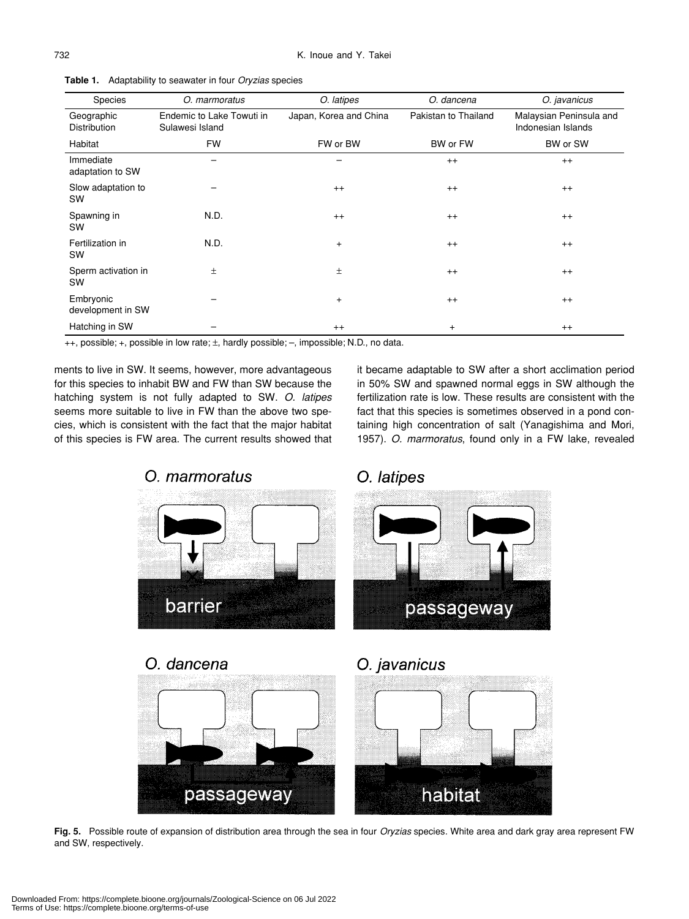**Table 1.** Adaptability to seawater in four *Oryzias* species

| Species | *O. marmoratus* | *O. latipes* | *O. dancena* | *O. javanicus* |
|---|---|---|---|---|
| Geographic Distribution | Endemic to Lake Towuti in Sulawesi Island | Japan, Korea and China | Pakistan to Thailand | Malaysian Peninsula and Indonesian Islands |
| Habitat | FW | FW or BW | BW or FW | BW or SW |
| Immediate adaptation to SW | – | – | ++ | ++ |
| Slow adaptation to SW | – | ++ | ++ | ++ |
| Spawning in SW | N.D. | ++ | ++ | ++ |
| Fertilization in SW | N.D. | + | ++ | ++ |
| Sperm activation in SW | ± | ± | ++ | ++ |
| Embryonic development in SW | – | + | ++ | ++ |
| Hatching in SW | – | ++ | + | ++ |

++, possible; +, possible in low rate; ±, hardly possible; –, impossible; N.D., no data.

ments to live in SW. It seems, however, more advantageous for this species to inhabit BW and FW than SW because the hatching system is not fully adapted to SW. *O. latipes* seems more suitable to live in FW than the above two species, which is consistent with the fact that the major habitat of this species is FW area. The current results showed that it became adaptable to SW after a short acclimation period in 50% SW and spawned normal eggs in SW although the fertilization rate is low. These results are consistent with the fact that this species is sometimes observed in a pond containing high concentration of salt (Yanagishima and Mori, 1957). *O. marmoratus*, found only in a FW lake, revealed

**Fig. 5.** Possible route of expansion of distribution area through the sea in four *Oryzias* species. White area and dark gray area represent FW and SW, respectively.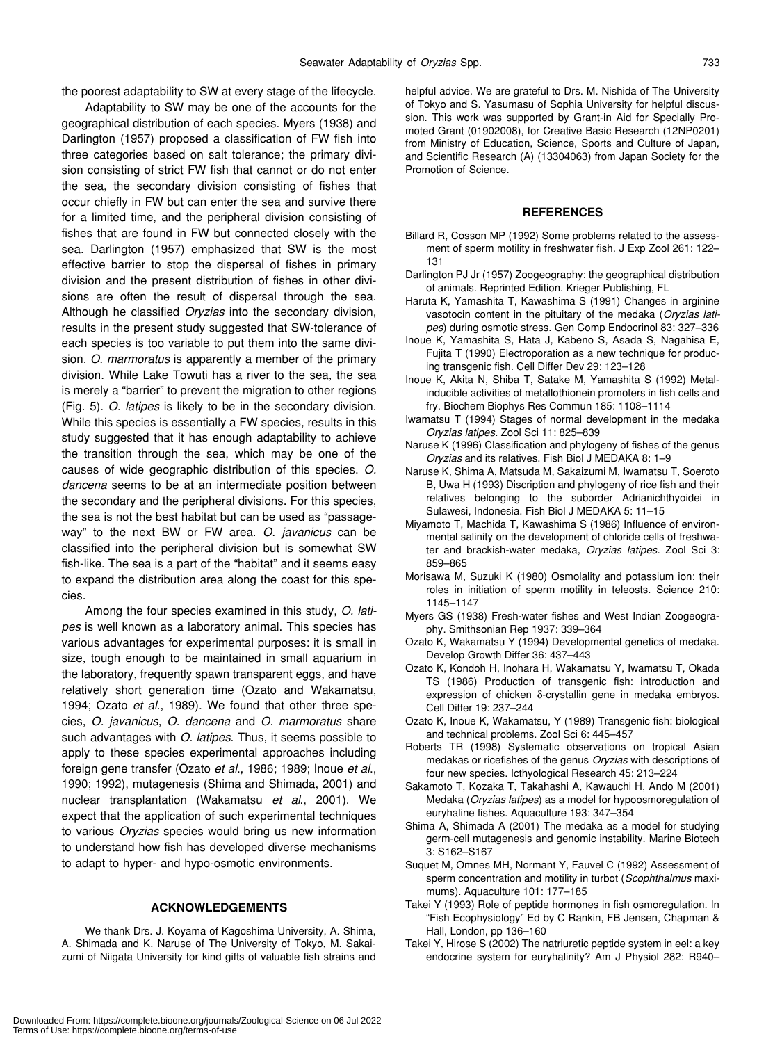the poorest adaptability to SW at every stage of the lifecycle.

Adaptability to SW may be one of the accounts for the geographical distribution of each species. Myers (1938) and Darlington (1957) proposed a classification of FW fish into three categories based on salt tolerance; the primary division consisting of strict FW fish that cannot or do not enter the sea, the secondary division consisting of fishes that occur chiefly in FW but can enter the sea and survive there for a limited time, and the peripheral division consisting of fishes that are found in FW but connected closely with the sea. Darlington (1957) emphasized that SW is the most effective barrier to stop the dispersal of fishes in primary division and the present distribution of fishes in other divisions are often the result of dispersal through the sea. Although he classified *Oryzias* into the secondary division, results in the present study suggested that SW-tolerance of each species is too variable to put them into the same division. *O. marmoratus* is apparently a member of the primary division. While Lake Towuti has a river to the sea, the sea is merely a "barrier" to prevent the migration to other regions (Fig. 5). *O. latipes* is likely to be in the secondary division. While this species is essentially a FW species, results in this study suggested that it has enough adaptability to achieve the transition through the sea, which may be one of the causes of wide geographic distribution of this species. *O. dancena* seems to be at an intermediate position between the secondary and the peripheral divisions. For this species, the sea is not the best habitat but can be used as "passage-way" to the next BW or FW area. *O. javanicus* can be classified into the peripheral division but is somewhat SW fish-like. The sea is a part of the "habitat" and it seems easy to expand the distribution area along the coast for this species.

Among the four species examined in this study, *O. latipes* is well known as a laboratory animal. This species has various advantages for experimental purposes: it is small in size, tough enough to be maintained in small aquarium in the laboratory, frequently spawn transparent eggs, and have relatively short generation time (Ozato and Wakamatsu, 1994; Ozato *et al*., 1989). We found that other three species, *O. javanicus*, *O. dancena* and *O. marmoratus* share such advantages with *O. latipes*. Thus, it seems possible to apply to these species experimental approaches including foreign gene transfer (Ozato *et al*., 1986; 1989; Inoue *et al*., 1990; 1992), mutagenesis (Shima and Shimada, 2001) and nuclear transplantation (Wakamatsu *et al*., 2001). We expect that the application of such experimental techniques to various *Oryzias* species would bring us new information to understand how fish has developed diverse mechanisms to adapt to hyper- and hypo-osmotic environments.

## ACKNOWLEDGEMENTS

We thank Drs. J. Koyama of Kagoshima University, A. Shima, A. Shimada and K. Naruse of The University of Tokyo, M. Sakaizumi of Niigata University for kind gifts of valuable fish strains and helpful advice. We are grateful to Drs. M. Nishida of The University of Tokyo and S. Yasumasu of Sophia University for helpful discussion. This work was supported by Grant-in Aid for Specially Promoted Grant (01902008), for Creative Basic Research (12NP0201) from Ministry of Education, Science, Sports and Culture of Japan, and Scientific Research (A) (13304063) from Japan Society for the Promotion of Science.

## REFERENCES

Billard R, Cosson MP (1992) Some problems related to the assessment of sperm motility in freshwater fish. J Exp Zool 261: 122–131

Darlington PJ Jr (1957) Zoogeography: the geographical distribution of animals. Reprinted Edition. Krieger Publishing, FL

Haruta K, Yamashita T, Kawashima S (1991) Changes in arginine vasotocin content in the pituitary of the medaka (*Oryzias latipes*) during osmotic stress. Gen Comp Endocrinol 83: 327–336

Inoue K, Yamashita S, Hata J, Kabeno S, Asada S, Nagahisa E, Fujita T (1990) Electroporation as a new technique for producing transgenic fish. Cell Differ Dev 29: 123–128

Inoue K, Akita N, Shiba T, Satake M, Yamashita S (1992) Metal-inducible activities of metallothionein promoters in fish cells and fry. Biochem Biophys Res Commun 185: 1108–1114

Iwamatsu T (1994) Stages of normal development in the medaka *Oryzias latipes*. Zool Sci 11: 825–839

Naruse K (1996) Classification and phylogeny of fishes of the genus *Oryzias* and its relatives. Fish Biol J MEDAKA 8: 1–9

Naruse K, Shima A, Matsuda M, Sakaizumi M, Iwamatsu T, Soeroto B, Uwa H (1993) Discription and phylogeny of rice fish and their relatives belonging to the suborder Adrianichthyoidei in Sulawesi, Indonesia. Fish Biol J MEDAKA 5: 11–15

Miyamoto T, Machida T, Kawashima S (1986) Influence of environmental salinity on the development of chloride cells of freshwater and brackish-water medaka, *Oryzias latipes*. Zool Sci 3: 859–865

Morisawa M, Suzuki K (1980) Osmolality and potassium ion: their roles in initiation of sperm motility in teleosts. Science 210: 1145–1147

Myers GS (1938) Fresh-water fishes and West Indian Zoogeography. Smithsonian Rep 1937: 339–364

Ozato K, Wakamatsu Y (1994) Developmental genetics of medaka. Develop Growth Differ 36: 437–443

Ozato K, Kondoh H, Inohara H, Wakamatsu Y, Iwamatsu T, Okada TS (1986) Production of transgenic fish: introduction and expression of chicken δ-crystallin gene in medaka embryos. Cell Differ 19: 237–244

Ozato K, Inoue K, Wakamatsu, Y (1989) Transgenic fish: biological and technical problems. Zool Sci 6: 445–457

Roberts TR (1998) Systematic observations on tropical Asian medakas or ricefishes of the genus *Oryzias* with descriptions of four new species. Icthyological Research 45: 213–224

Sakamoto T, Kozaka T, Takahashi A, Kawauchi H, Ando M (2001) Medaka (*Oryzias latipes*) as a model for hypoosmoregulation of euryhaline fishes. Aquaculture 193: 347–354

Shima A, Shimada A (2001) The medaka as a model for studying germ-cell mutagenesis and genomic instability. Marine Biotech 3: S162–S167

Suquet M, Omnes MH, Normant Y, Fauvel C (1992) Assessment of sperm concentration and motility in turbot (*Scophthalmus maximums*). Aquaculture 101: 177–185

Takei Y (1993) Role of peptide hormones in fish osmoregulation. In "Fish Ecophysiology" Ed by C Rankin, FB Jensen, Chapman & Hall, London, pp 136–160

Takei Y, Hirose S (2002) The natriuretic peptide system in eel: a key endocrine system for euryhalinity? Am J Physiol 282: R940–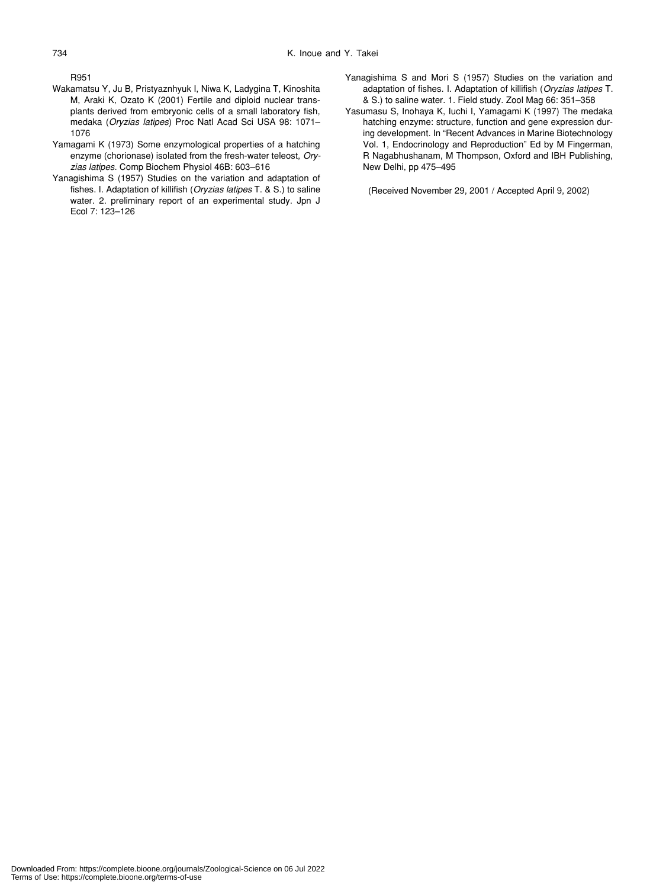R951

Wakamatsu Y, Ju B, Pristyaznhyuk I, Niwa K, Ladygina T, Kinoshita M, Araki K, Ozato K (2001) Fertile and diploid nuclear transplants derived from embryonic cells of a small laboratory fish, medaka (*Oryzias latipes*) Proc Natl Acad Sci USA 98: 1071–1076

Yamagami K (1973) Some enzymological properties of a hatching enzyme (chorionase) isolated from the fresh-water teleost, *Oryzias latipes*. Comp Biochem Physiol 46B: 603–616

Yanagishima S (1957) Studies on the variation and adaptation of fishes. I. Adaptation of killifish (*Oryzias latipes* T. & S.) to saline water. 2. preliminary report of an experimental study. Jpn J Ecol 7: 123–126

Yanagishima S and Mori S (1957) Studies on the variation and adaptation of fishes. I. Adaptation of killifish (*Oryzias latipes* T. & S.) to saline water. 1. Field study. Zool Mag 66: 351–358

Yasumasu S, Inohaya K, Iuchi I, Yamagami K (1997) The medaka hatching enzyme: structure, function and gene expression during development. In "Recent Advances in Marine Biotechnology Vol. 1, Endocrinology and Reproduction" Ed by M Fingerman, R Nagabhushanam, M Thompson, Oxford and IBH Publishing, New Delhi, pp 475–495

(Received November 29, 2001 / Accepted April 9, 2002)